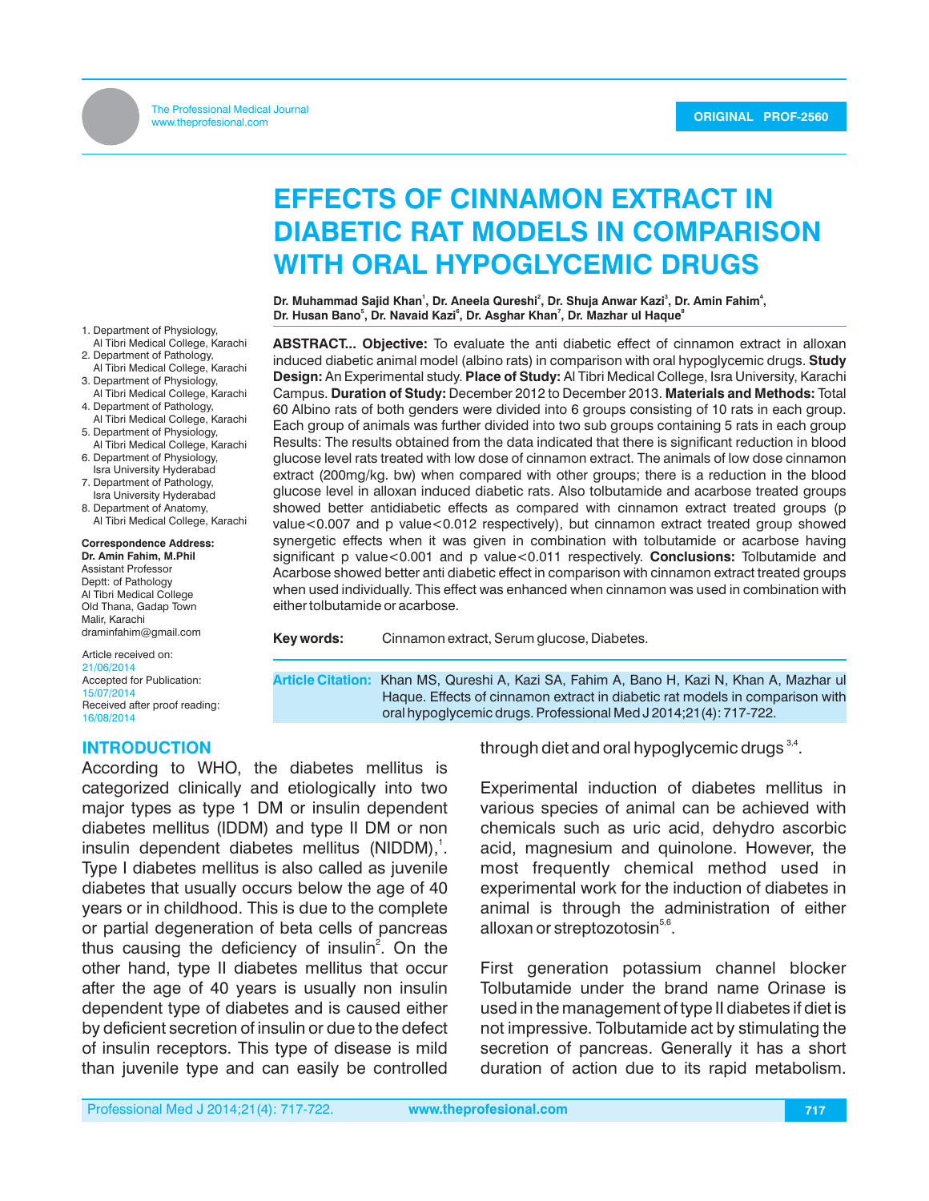# EFFECTS OF CINNAMON EXTRACT IN DIABETIC RAT MODELS IN COMPARISON WITH ORAL HYPOGLYCEMIC DRUGS

**Dr. Muhammad Sajid Khan[1], Dr. Aneela Qureshi[2], Dr. Shuja Anwar Kazi[3], Dr. Amin Fahim[4], Dr. Husan Bano[5], Dr. Navaid Kazi[6], Dr. Asghar Khan[7], Dr. Mazhar ul Haque[8]**

1. Department of Physiology, Al Tibri Medical College, Karachi
2. Department of Pathology, Al Tibri Medical College, Karachi
3. Department of Physiology, Al Tibri Medical College, Karachi
4. Department of Pathology, Al Tibri Medical College, Karachi
5. Department of Physiology, Al Tibri Medical College, Karachi
6. Department of Physiology, Isra University Hyderabad
7. Department of Pathology, Isra University Hyderabad
8. Department of Anatomy, Al Tibri Medical College, Karachi

**Correspondence Address:**
**Dr. Amin Fahim, M.Phil**
Assistant Professor
Deptt: of Pathology
Al Tibri Medical College
Old Thana, Gadap Town
Malir, Karachi
draminfahim@gmail.com

Article received on:
21/06/2014
Accepted for Publication:
15/07/2014
Received after proof reading:
16/08/2014

**ABSTRACT... Objective:** To evaluate the anti diabetic effect of cinnamon extract in alloxan induced diabetic animal model (albino rats) in comparison with oral hypoglycemic drugs. **Study Design:** An Experimental study. **Place of Study:** Al Tibri Medical College, Isra University, Karachi Campus. **Duration of Study:** December 2012 to December 2013. **Materials and Methods:** Total 60 Albino rats of both genders were divided into 6 groups consisting of 10 rats in each group. Each group of animals was further divided into two sub groups containing 5 rats in each group Results: The results obtained from the data indicated that there is significant reduction in blood glucose level rats treated with low dose of cinnamon extract. The animals of low dose cinnamon extract (200mg/kg. bw) when compared with other groups; there is a reduction in the blood glucose level in alloxan induced diabetic rats. Also tolbutamide and acarbose treated groups showed better antidiabetic effects as compared with cinnamon extract treated groups (p value<0.007 and p value<0.012 respectively), but cinnamon extract treated group showed synergetic effects when it was given in combination with tolbutamide or acarbose having significant p value<0.001 and p value<0.011 respectively. **Conclusions:** Tolbutamide and Acarbose showed better anti diabetic effect in comparison with cinnamon extract treated groups when used individually. This effect was enhanced when cinnamon was used in combination with either tolbutamide or acarbose.

**Key words:** Cinnamon extract, Serum glucose, Diabetes.

**Article Citation:** Khan MS, Qureshi A, Kazi SA, Fahim A, Bano H, Kazi N, Khan A, Mazhar ul Haque. Effects of cinnamon extract in diabetic rat models in comparison with oral hypoglycemic drugs. Professional Med J 2014;21(4): 717-722.

## INTRODUCTION

According to WHO, the diabetes mellitus is categorized clinically and etiologically into two major types as type 1 DM or insulin dependent diabetes mellitus (IDDM) and type II DM or non insulin dependent diabetes mellitus (NIDDM),[1]. Type I diabetes mellitus is also called as juvenile diabetes that usually occurs below the age of 40 years or in childhood. This is due to the complete or partial degeneration of beta cells of pancreas thus causing the deficiency of insulin[2]. On the other hand, type II diabetes mellitus that occur after the age of 40 years is usually non insulin dependent type of diabetes and is caused either by deficient secretion of insulin or due to the defect of insulin receptors. This type of disease is mild than juvenile type and can easily be controlled through diet and oral hypoglycemic drugs[3,4].

Experimental induction of diabetes mellitus in various species of animal can be achieved with chemicals such as uric acid, dehydro ascorbic acid, magnesium and quinolone. However, the most frequently chemical method used in experimental work for the induction of diabetes in animal is through the administration of either alloxan or streptozotosin[5,6].

First generation potassium channel blocker Tolbutamide under the brand name Orinase is used in the management of type II diabetes if diet is not impressive. Tolbutamide act by stimulating the secretion of pancreas. Generally it has a short duration of action due to its rapid metabolism.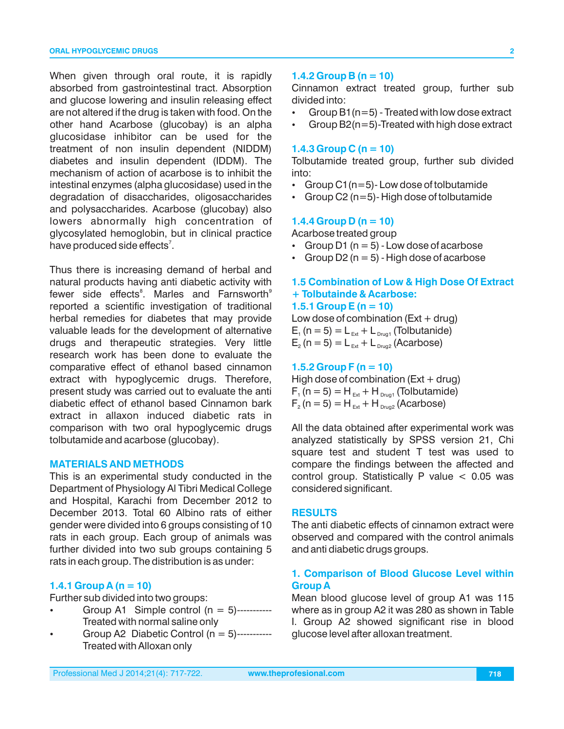When given through oral route, it is rapidly absorbed from gastrointestinal tract. Absorption and glucose lowering and insulin releasing effect are not altered if the drug is taken with food. On the other hand Acarbose (glucobay) is an alpha glucosidase inhibitor can be used for the treatment of non insulin dependent (NIDDM) diabetes and insulin dependent (IDDM). The mechanism of action of acarbose is to inhibit the intestinal enzymes (alpha glucosidase) used in the degradation of disaccharides, oligosaccharides and polysaccharides. Acarbose (glucobay) also lowers abnormally high concentration of glycosylated hemoglobin, but in clinical practice have produced side effects[7].

Thus there is increasing demand of herbal and natural products having anti diabetic activity with fewer side effects[8]. Marles and Farnsworth[9] reported a scientific investigation of traditional herbal remedies for diabetes that may provide valuable leads for the development of alternative drugs and therapeutic strategies. Very little research work has been done to evaluate the comparative effect of ethanol based cinnamon extract with hypoglycemic drugs. Therefore, present study was carried out to evaluate the anti diabetic effect of ethanol based Cinnamon bark extract in allaxon induced diabetic rats in comparison with two oral hypoglycemic drugs tolbutamide and acarbose (glucobay).

## MATERIALS AND METHODS

This is an experimental study conducted in the Department of Physiology Al Tibri Medical College and Hospital, Karachi from December 2012 to December 2013. Total 60 Albino rats of either gender were divided into 6 groups consisting of 10 rats in each group. Each group of animals was further divided into two sub groups containing 5 rats in each group. The distribution is as under:

### 1.4.1 Group A (n = 10)

Further sub divided into two groups:

- Group A1 Simple control (n = 5)----------- Treated with normal saline only
- Group A2 Diabetic Control (n = 5)----------- Treated with Alloxan only

### 1.4.2 Group B (n = 10)

Cinnamon extract treated group, further sub divided into:

- Group B1(n=5) - Treated with low dose extract
- Group B2(n=5)-Treated with high dose extract

### 1.4.3 Group C (n = 10)

Tolbutamide treated group, further sub divided into:

- Group C1(n=5)- Low dose of tolbutamide
- Group C2 (n=5)- High dose of tolbutamide

### 1.4.4 Group D (n = 10)

Acarbose treated group

- Group D1 (n = 5) - Low dose of acarbose
- Group D2 (n = 5) - High dose of acarbose

### 1.5 Combination of Low & High Dose Of Extract + Tolbutainde & Acarbose:

### 1.5.1 Group E (n = 10)

Low dose of combination (Ext + drug)

$E_1$ (n = 5) = $L_{Ext} + L_{Drug1}$ (Tolbutanide)

$E_2$ (n = 5) = $L_{Ext} + L_{Drug2}$ (Acarbose)

### 1.5.2 Group F (n = 10)

High dose of combination (Ext + drug)

$F_1$ (n = 5) = $H_{Ext} + H_{Drug1}$ (Tolbutamide)

$F_2$ (n = 5) = $H_{Ext} + H_{Drug2}$ (Acarbose)

All the data obtained after experimental work was analyzed statistically by SPSS version 21, Chi square test and student T test was used to compare the findings between the affected and control group. Statistically P value $< 0.05$ was considered significant.

## RESULTS

The anti diabetic effects of cinnamon extract were observed and compared with the control animals and anti diabetic drugs groups.

### 1. Comparison of Blood Glucose Level within Group A

Mean blood glucose level of group A1 was 115 where as in group A2 it was 280 as shown in Table I. Group A2 showed significant rise in blood glucose level after alloxan treatment.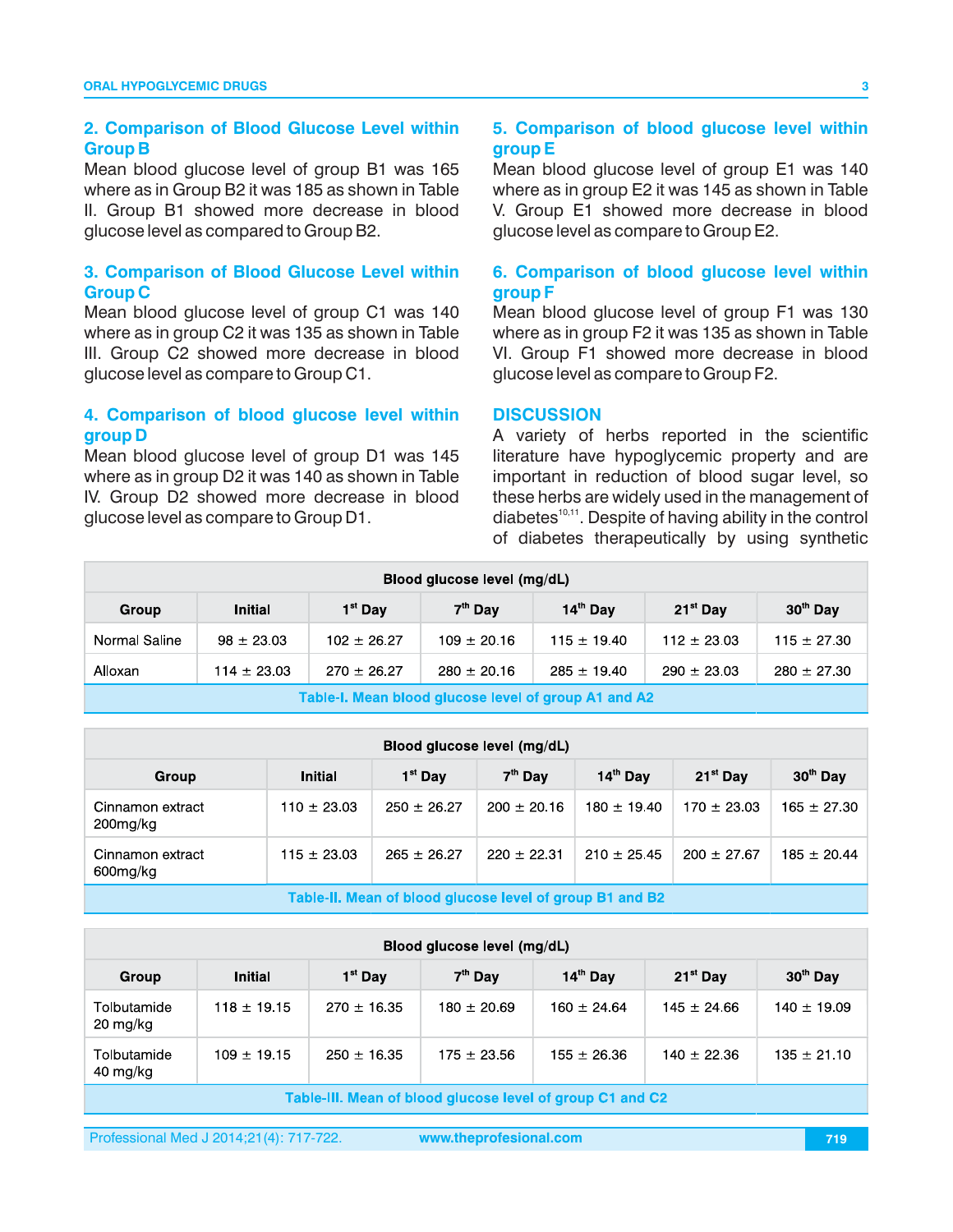## 2. Comparison of Blood Glucose Level within Group B

Mean blood glucose level of group B1 was 165 where as in Group B2 it was 185 as shown in Table II. Group B1 showed more decrease in blood glucose level as compared to Group B2.

## 3. Comparison of Blood Glucose Level within Group C

Mean blood glucose level of group C1 was 140 where as in group C2 it was 135 as shown in Table III. Group C2 showed more decrease in blood glucose level as compare to Group C1.

## 4. Comparison of blood glucose level within group D

Mean blood glucose level of group D1 was 145 where as in group D2 it was 140 as shown in Table IV. Group D2 showed more decrease in blood glucose level as compare to Group D1.

## 5. Comparison of blood glucose level within group E

Mean blood glucose level of group E1 was 140 where as in group E2 it was 145 as shown in Table V. Group E1 showed more decrease in blood glucose level as compare to Group E2.

## 6. Comparison of blood glucose level within group F

Mean blood glucose level of group F1 was 130 where as in group F2 it was 135 as shown in Table VI. Group F1 showed more decrease in blood glucose level as compare to Group F2.

## DISCUSSION

A variety of herbs reported in the scientific literature have hypoglycemic property and are important in reduction of blood sugar level, so these herbs are widely used in the management of diabetes[10,11]. Despite of having ability in the control of diabetes therapeutically by using synthetic

| Blood glucose level (mg/dL) | | | | | | |
|---|---|---|---|---|---|---|
| Group | Initial | 1st Day | 7th Day | 14th Day | 21st Day | 30th Day |
| Normal Saline | 98 ± 23.03 | 102 ± 26.27 | 109 ± 20.16 | 115 ± 19.40 | 112 ± 23.03 | 115 ± 27.30 |
| Alloxan | 114 ± 23.03 | 270 ± 26.27 | 280 ± 20.16 | 285 ± 19.40 | 290 ± 23.03 | 280 ± 27.30 |

Table-I. Mean blood glucose level of group A1 and A2

| Blood glucose level (mg/dL) | | | | | | |
|---|---|---|---|---|---|---|
| Group | Initial | 1st Day | 7th Day | 14th Day | 21st Day | 30th Day |
| Cinnamon extract 200mg/kg | 110 ± 23.03 | 250 ± 26.27 | 200 ± 20.16 | 180 ± 19.40 | 170 ± 23.03 | 165 ± 27.30 |
| Cinnamon extract 600mg/kg | 115 ± 23.03 | 265 ± 26.27 | 220 ± 22.31 | 210 ± 25.45 | 200 ± 27.67 | 185 ± 20.44 |

Table-II. Mean of blood glucose level of group B1 and B2

| Blood glucose level (mg/dL) | | | | | | |
|---|---|---|---|---|---|---|
| Group | Initial | 1st Day | 7th Day | 14th Day | 21st Day | 30th Day |
| Tolbutamide 20 mg/kg | 118 ± 19.15 | 270 ± 16.35 | 180 ± 20.69 | 160 ± 24.64 | 145 ± 24.66 | 140 ± 19.09 |
| Tolbutamide 40 mg/kg | 109 ± 19.15 | 250 ± 16.35 | 175 ± 23.56 | 155 ± 26.36 | 140 ± 22.36 | 135 ± 21.10 |

Table-III. Mean of blood glucose level of group C1 and C2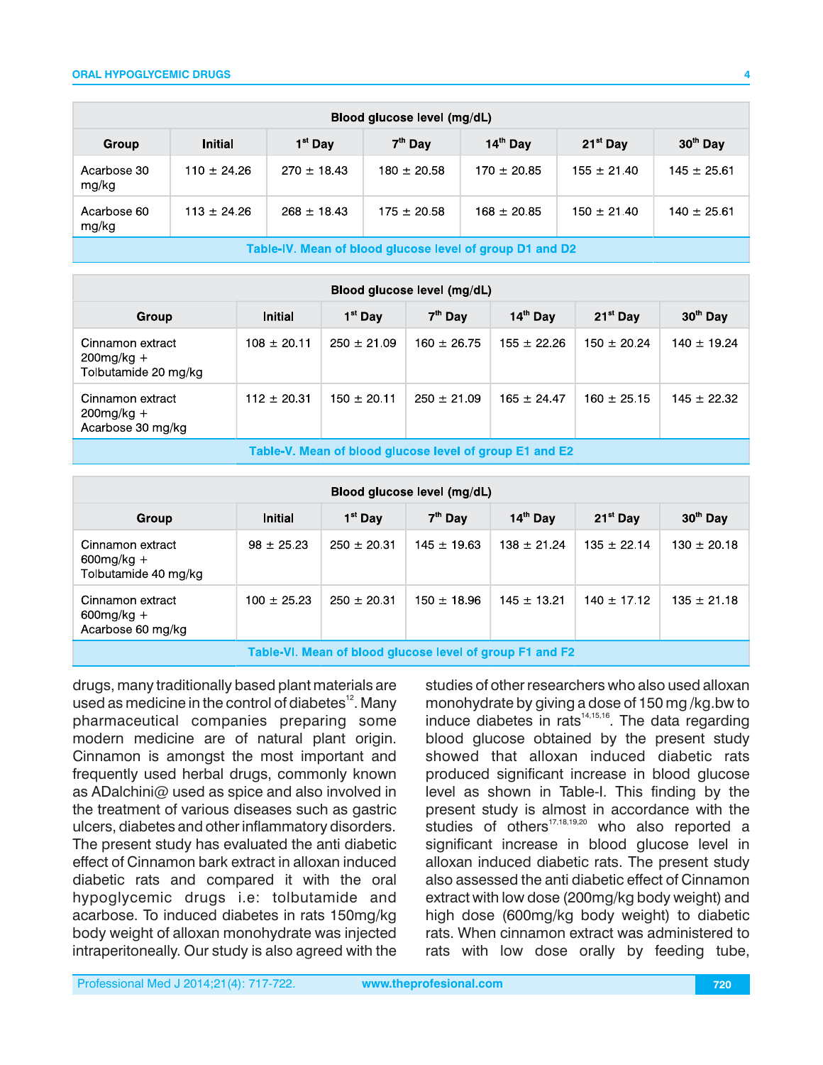| Blood glucose level (mg/dL) | | | | | | |
|---|---|---|---|---|---|---|
| Group | Initial | 1st Day | 7th Day | 14th Day | 21st Day | 30th Day |
| Acarbose 30 mg/kg | 110 ± 24.26 | 270 ± 18.43 | 180 ± 20.58 | 170 ± 20.85 | 155 ± 21.40 | 145 ± 25.61 |
| Acarbose 60 mg/kg | 113 ± 24.26 | 268 ± 18.43 | 175 ± 20.58 | 168 ± 20.85 | 150 ± 21.40 | 140 ± 25.61 |

Table-IV. Mean of blood glucose level of group D1 and D2

| Blood glucose level (mg/dL) | | | | | | |
|---|---|---|---|---|---|---|
| Group | Initial | 1st Day | 7th Day | 14th Day | 21st Day | 30th Day |
| Cinnamon extract 200mg/kg + Tolbutamide 20 mg/kg | 108 ± 20.11 | 250 ± 21.09 | 160 ± 26.75 | 155 ± 22.26 | 150 ± 20.24 | 140 ± 19.24 |
| Cinnamon extract 200mg/kg + Acarbose 30 mg/kg | 112 ± 20.31 | 150 ± 20.11 | 250 ± 21.09 | 165 ± 24.47 | 160 ± 25.15 | 145 ± 22.32 |

Table-V. Mean of blood glucose level of group E1 and E2

| Blood glucose level (mg/dL) | | | | | | |
|---|---|---|---|---|---|---|
| Group | Initial | 1st Day | 7th Day | 14th Day | 21st Day | 30th Day |
| Cinnamon extract 600mg/kg + Tolbutamide 40 mg/kg | 98 ± 25.23 | 250 ± 20.31 | 145 ± 19.63 | 138 ± 21.24 | 135 ± 22.14 | 130 ± 20.18 |
| Cinnamon extract 600mg/kg + Acarbose 60 mg/kg | 100 ± 25.23 | 250 ± 20.31 | 150 ± 18.96 | 145 ± 13.21 | 140 ± 17.12 | 135 ± 21.18 |

Table-VI. Mean of blood glucose level of group F1 and F2

drugs, many traditionally based plant materials are used as medicine in the control of diabetes[12]. Many pharmaceutical companies preparing some modern medicine are of natural plant origin. Cinnamon is amongst the most important and frequently used herbal drugs, commonly known as ADalchini@ used as spice and also involved in the treatment of various diseases such as gastric ulcers, diabetes and other inflammatory disorders. The present study has evaluated the anti diabetic effect of Cinnamon bark extract in alloxan induced diabetic rats and compared it with the oral hypoglycemic drugs i.e: tolbutamide and acarbose. To induced diabetes in rats 150mg/kg body weight of alloxan monohydrate was injected intraperitoneally. Our study is also agreed with the studies of other researchers who also used alloxan monohydrate by giving a dose of 150 mg /kg.bw to induce diabetes in rats[14,15,16]. The data regarding blood glucose obtained by the present study showed that alloxan induced diabetic rats produced significant increase in blood glucose level as shown in Table-I. This finding by the present study is almost in accordance with the studies of others[17,18,19,20] who also reported a significant increase in blood glucose level in alloxan induced diabetic rats. The present study also assessed the anti diabetic effect of Cinnamon extract with low dose (200mg/kg body weight) and high dose (600mg/kg body weight) to diabetic rats. When cinnamon extract was administered to rats with low dose orally by feeding tube,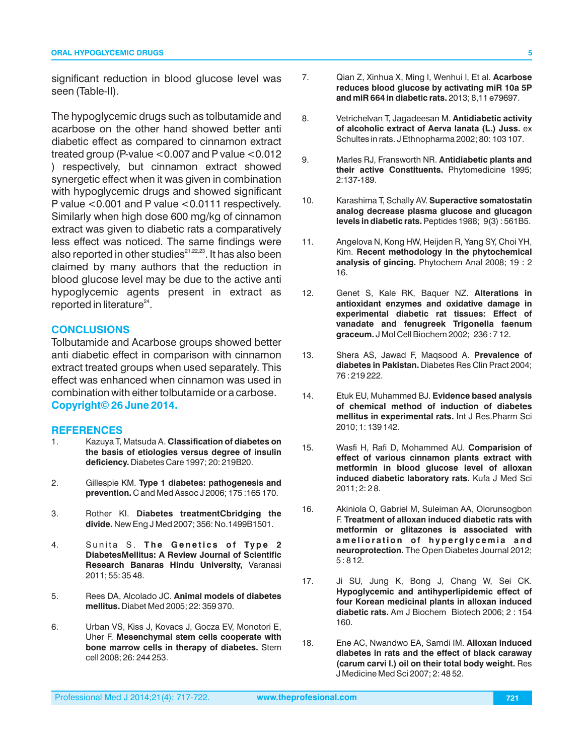significant reduction in blood glucose level was seen (Table-II).

The hypoglycemic drugs such as tolbutamide and acarbose on the other hand showed better anti diabetic effect as compared to cinnamon extract treated group (P-value <0.007 and P value <0.012 ) respectively, but cinnamon extract showed synergetic effect when it was given in combination with hypoglycemic drugs and showed significant P value <0.001 and P value <0.0111 respectively. Similarly when high dose 600 mg/kg of cinnamon extract was given to diabetic rats a comparatively less effect was noticed. The same findings were also reported in other studies[21,22,23]. It has also been claimed by many authors that the reduction in blood glucose level may be due to the active anti hypoglycemic agents present in extract as reported in literature[24].

## CONCLUSIONS

Tolbutamide and Acarbose groups showed better anti diabetic effect in comparison with cinnamon extract treated groups when used separately. This effect was enhanced when cinnamon was used in combination with either tolbutamide or a carbose.

**Copyright© 26 June 2014.**

## REFERENCES

1. Kazuya T, Matsuda A. **Classification of diabetes on the basis of etiologies versus degree of insulin deficiency.** Diabetes Care 1997; 20: 219B20.
2. Gillespie KM. **Type 1 diabetes: pathogenesis and prevention.** C and Med Assoc J 2006; 175 :165 170.
3. Rother KI. **Diabetes treatmentCbridging the divide.** New Eng J Med 2007; 356: No.1499B1501.
4. Sunita S. **The Genetics of Type 2 DiabetesMellitus: A Review Journal of Scientific Research Banaras Hindu University,** Varanasi 2011; 55: 35 48.
5. Rees DA, Alcolado JC. **Animal models of diabetes mellitus.** Diabet Med 2005; 22: 359 370.
6. Urban VS, Kiss J, Kovacs J, Gocza EV, Monotori E, Uher F. **Mesenchymal stem cells cooperate with bone marrow cells in therapy of diabetes.** Stem cell 2008; 26: 244 253.
7. Qian Z, Xinhua X, Ming I, Wenhui I, Et al. **Acarbose reduces blood glucose by activating miR 10a 5P and miR 664 in diabetic rats.** 2013; 8,11 e79697.
8. Vetrichelvan T, Jagadeesan M. **Antidiabetic activity of alcoholic extract of Aerva lanata (L.) Juss.** ex Schultes in rats. J Ethnopharma 2002; 80: 103 107.
9. Marles RJ, Fransworth NR. **Antidiabetic plants and their active Constituents.** Phytomedicine 1995; 2:137-189.
10. Karashima T, Schally AV. **Superactive somatostatin analog decrease plasma glucose and glucagon levels in diabetic rats.** Peptides 1988; 9(3) : 561B5.
11. Angelova N, Kong HW, Heijden R, Yang SY, Choi YH, Kim. **Recent methodology in the phytochemical analysis of gincing.** Phytochem Anal 2008; 19 : 2 16.
12. Genet S, Kale RK, Baquer NZ. **Alterations in antioxidant enzymes and oxidative damage in experimental diabetic rat tissues: Effect of vanadate and fenugreek Trigonella faenum graceum.** J Mol Cell Biochem 2002; 236 : 7 12.
13. Shera AS, Jawad F, Maqsood A. **Prevalence of diabetes in Pakistan.** Diabetes Res Clin Pract 2004; 76 : 219 222.
14. Etuk EU, Muhammed BJ. **Evidence based analysis of chemical method of induction of diabetes mellitus in experimental rats.** Int J Res.Pharm Sci 2010; 1: 139 142.
15. Wasfi H, Rafi D, Mohammed AU. **Comparision of effect of various cinnamon plants extract with metformin in blood glucose level of alloxan induced diabetic laboratory rats.** Kufa J Med Sci 2011; 2: 2 8.
16. Akiniola O, Gabriel M, Suleiman AA, Olorunsogbon F. **Treatment of alloxan induced diabetic rats with metformin or glitazones is associated with amelioration of hyperglycemia and neuroprotection.** The Open Diabetes Journal 2012; 5 : 8 12.
17. Ji SU, Jung K, Bong J, Chang W, Sei CK. **Hypoglycemic and antihyperlipidemic effect of four Korean medicinal plants in alloxan induced diabetic rats.** Am J Biochem Biotech 2006; 2 : 154 160.
18. Ene AC, Nwandwo EA, Samdi IM. **Alloxan induced diabetes in rats and the effect of black caraway (carum carvi l.) oil on their total body weight.** Res J Medicine Med Sci 2007; 2: 48 52.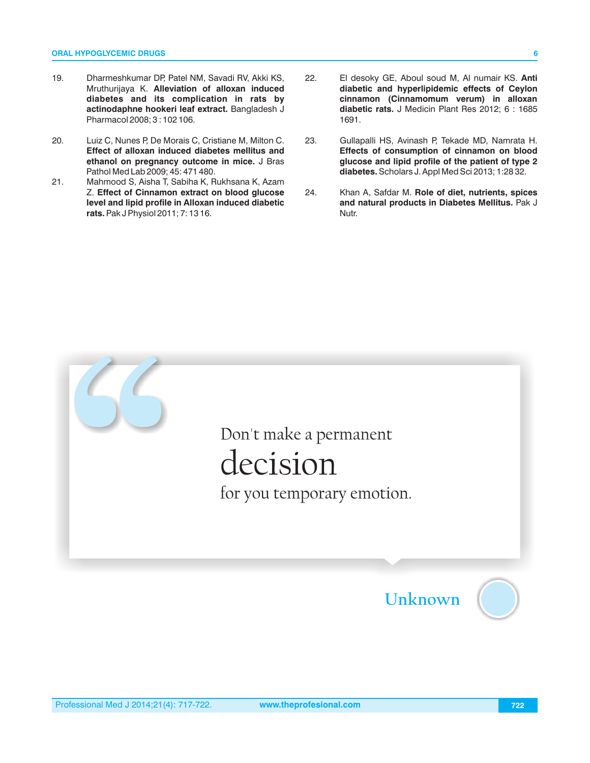19. Dharmeshkumar DP, Patel NM, Savadi RV, Akki KS, Mruthurijaya K. **Alleviation of alloxan induced diabetes and its complication in rats by actinodaphne hookeri leaf extract.** Bangladesh J Pharmacol 2008; 3 : 102 106.

20. Luiz C, Nunes P, De Morais C, Cristiane M, Milton C. **Effect of alloxan induced diabetes mellitus and ethanol on pregnancy outcome in mice.** J Bras Pathol Med Lab 2009; 45: 471 480.

21. Mahmood S, Aisha T, Sabiha K, Rukhsana K, Azam Z. **Effect of Cinnamon extract on blood glucose level and lipid profile in Alloxan induced diabetic rats.** Pak J Physiol 2011; 7: 13 16.

22. El desoky GE, Aboul soud M, Al numair KS. **Anti diabetic and hyperlipidemic effects of Ceylon cinnamon (Cinnamomum verum) in alloxan diabetic rats.** J Medicin Plant Res 2012; 6 : 1685 1691.

23. Gullapalli HS, Avinash P, Tekade MD, Namrata H. **Effects of consumption of cinnamon on blood glucose and lipid profile of the patient of type 2 diabetes.** Scholars J. Appl Med Sci 2013; 1:28 32.

24. Khan A, Safdar M. **Role of diet, nutrients, spices and natural products in Diabetes Mellitus.** Pak J Nutr.

Don't make a permanent decision for you temporary emotion.

Unknown